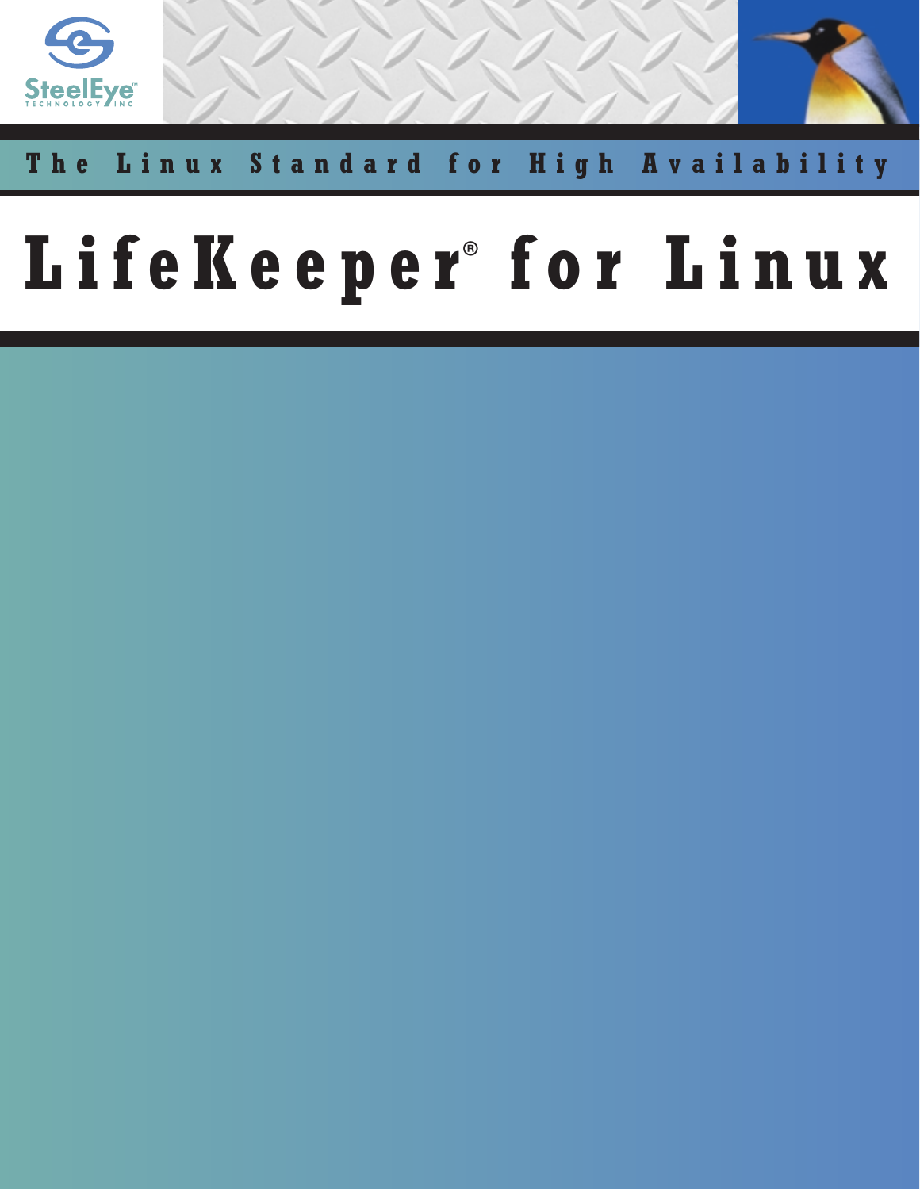SteelEye™ TECHNOLOGY INC

The Linux Standard for High Availability

# LifeKeeper® for Linux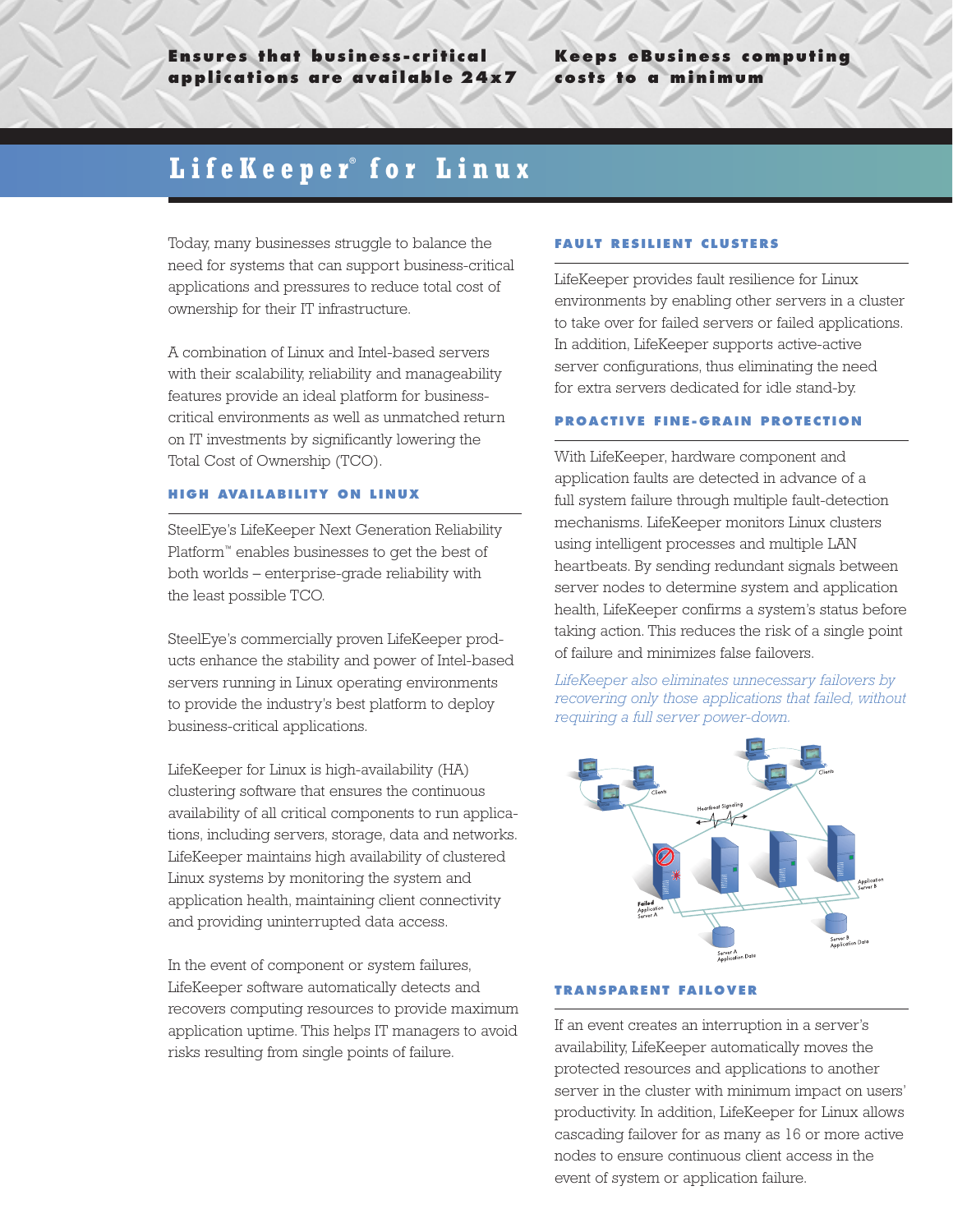**Ensures that business-critical applications are available 24x7**

**Keeps eBusiness computing costs to a minimum**

# LifeKeeper® for Linux

Today, many businesses struggle to balance the need for systems that can support business-critical applications and pressures to reduce total cost of ownership for their IT infrastructure.

A combination of Linux and Intel-based servers with their scalability, reliability and manageability features provide an ideal platform for business-critical environments as well as unmatched return on IT investments by significantly lowering the Total Cost of Ownership (TCO).

## HIGH AVAILABILITY ON LINUX

SteelEye's LifeKeeper Next Generation Reliability Platform™ enables businesses to get the best of both worlds – enterprise-grade reliability with the least possible TCO.

SteelEye's commercially proven LifeKeeper products enhance the stability and power of Intel-based servers running in Linux operating environments to provide the industry's best platform to deploy business-critical applications.

LifeKeeper for Linux is high-availability (HA) clustering software that ensures the continuous availability of all critical components to run applications, including servers, storage, data and networks. LifeKeeper maintains high availability of clustered Linux systems by monitoring the system and application health, maintaining client connectivity and providing uninterrupted data access.

In the event of component or system failures, LifeKeeper software automatically detects and recovers computing resources to provide maximum application uptime. This helps IT managers to avoid risks resulting from single points of failure.

## FAULT RESILIENT CLUSTERS

LifeKeeper provides fault resilience for Linux environments by enabling other servers in a cluster to take over for failed servers or failed applications. In addition, LifeKeeper supports active-active server configurations, thus eliminating the need for extra servers dedicated for idle stand-by.

## PROACTIVE FINE-GRAIN PROTECTION

With LifeKeeper, hardware component and application faults are detected in advance of a full system failure through multiple fault-detection mechanisms. LifeKeeper monitors Linux clusters using intelligent processes and multiple LAN heartbeats. By sending redundant signals between server nodes to determine system and application health, LifeKeeper confirms a system's status before taking action. This reduces the risk of a single point of failure and minimizes false failovers.

*LifeKeeper also eliminates unnecessary failovers by recovering only those applications that failed, without requiring a full server power-down.*

## TRANSPARENT FAILOVER

If an event creates an interruption in a server's availability, LifeKeeper automatically moves the protected resources and applications to another server in the cluster with minimum impact on users' productivity. In addition, LifeKeeper for Linux allows cascading failover for as many as 16 or more active nodes to ensure continuous client access in the event of system or application failure.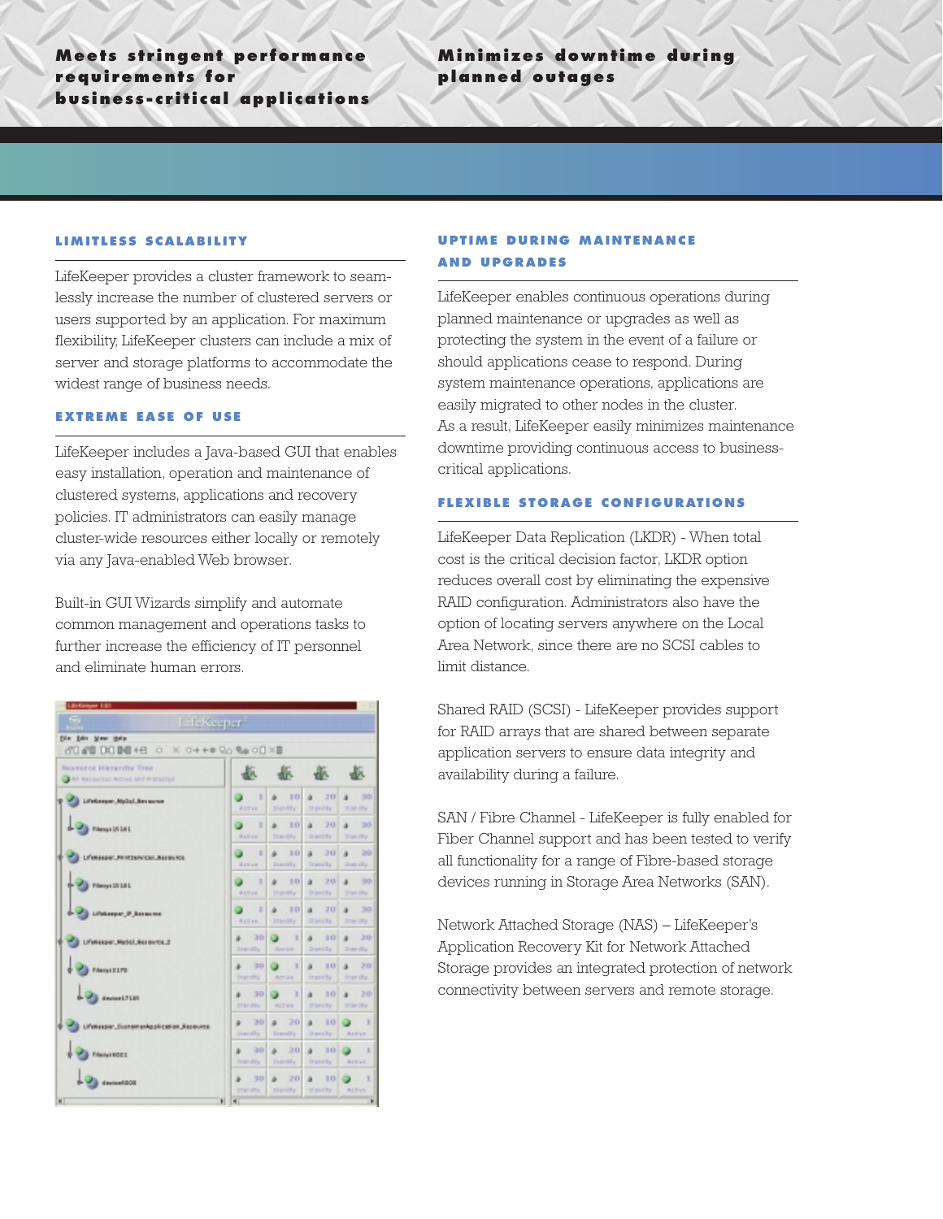**Meets stringent performance requirements for business-critical applications**

**Minimizes downtime during planned outages**

## LIMITLESS SCALABILITY

LifeKeeper provides a cluster framework to seamlessly increase the number of clustered servers or users supported by an application. For maximum flexibility, LifeKeeper clusters can include a mix of server and storage platforms to accommodate the widest range of business needs.

## EXTREME EASE OF USE

LifeKeeper includes a Java-based GUI that enables easy installation, operation and maintenance of clustered systems, applications and recovery policies. IT administrators can easily manage cluster-wide resources either locally or remotely via any Java-enabled Web browser.

Built-in GUI Wizards simplify and automate common management and operations tasks to further increase the efficiency of IT personnel and eliminate human errors.

## UPTIME DURING MAINTENANCE AND UPGRADES

LifeKeeper enables continuous operations during planned maintenance or upgrades as well as protecting the system in the event of a failure or should applications cease to respond. During system maintenance operations, applications are easily migrated to other nodes in the cluster. As a result, LifeKeeper easily minimizes maintenance downtime providing continuous access to business-critical applications.

## FLEXIBLE STORAGE CONFIGURATIONS

LifeKeeper Data Replication (LKDR) - When total cost is the critical decision factor, LKDR option reduces overall cost by eliminating the expensive RAID configuration. Administrators also have the option of locating servers anywhere on the Local Area Network, since there are no SCSI cables to limit distance.

Shared RAID (SCSI) - LifeKeeper provides support for RAID arrays that are shared between separate application servers to ensure data integrity and availability during a failure.

SAN / Fibre Channel - LifeKeeper is fully enabled for Fiber Channel support and has been tested to verify all functionality for a range of Fibre-based storage devices running in Storage Area Networks (SAN).

Network Attached Storage (NAS) – LifeKeeper's Application Recovery Kit for Network Attached Storage provides an integrated protection of network connectivity between servers and remote storage.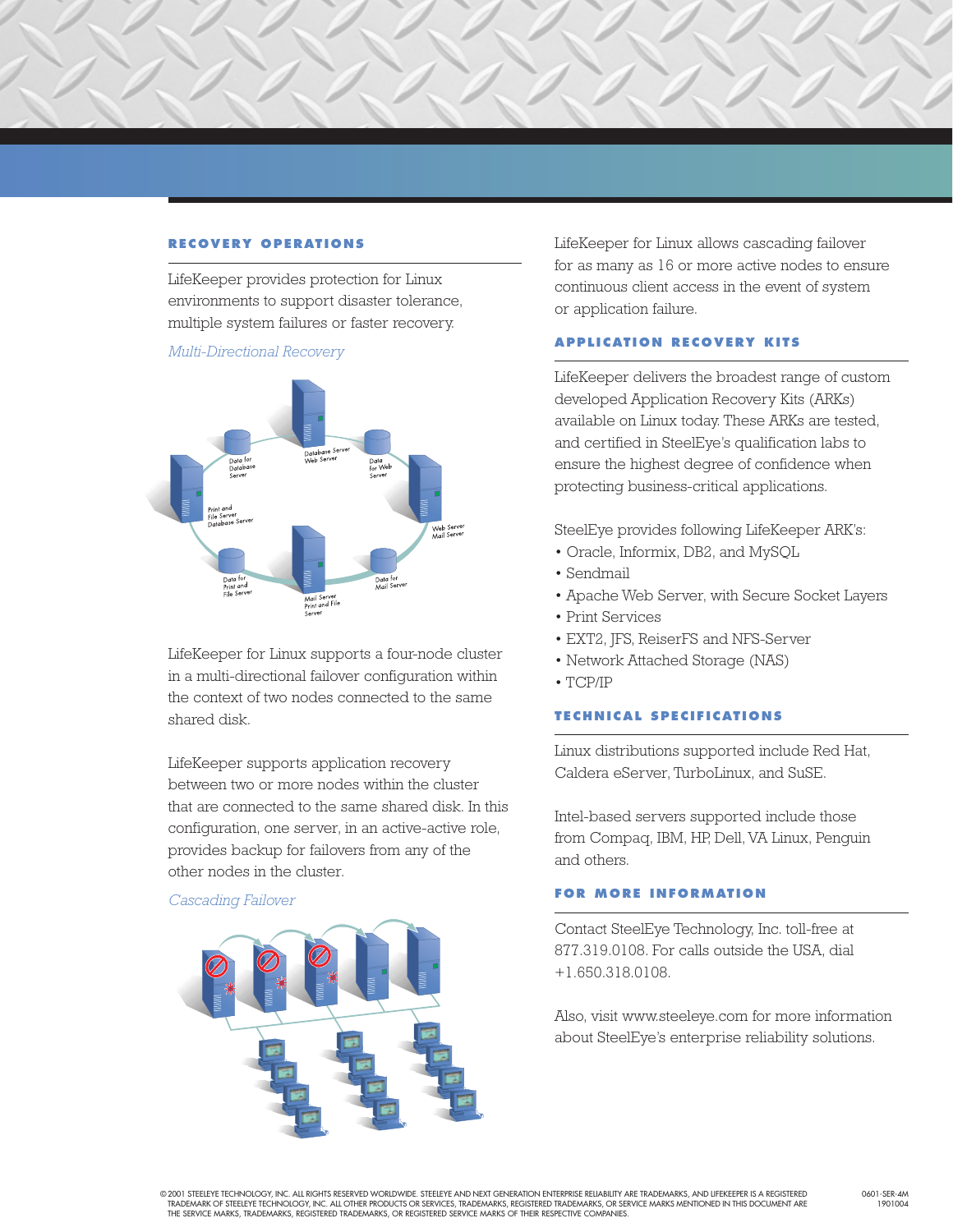## RECOVERY OPERATIONS

LifeKeeper provides protection for Linux environments to support disaster tolerance, multiple system failures or faster recovery.

*Multi-Directional Recovery*

Database Server
Web Server

Data for Database Server

Data for Web Server

Print and File Server
Database Server

Web Server
Mail Server

Data for Print and File Server

Data for Mail Server

Mail Server
Print and File Server

LifeKeeper for Linux supports a four-node cluster in a multi-directional failover configuration within the context of two nodes connected to the same shared disk.

LifeKeeper supports application recovery between two or more nodes within the cluster that are connected to the same shared disk. In this configuration, one server, in an active-active role, provides backup for failovers from any of the other nodes in the cluster.

*Cascading Failover*

LifeKeeper for Linux allows cascading failover for as many as 16 or more active nodes to ensure continuous client access in the event of system or application failure.

## APPLICATION RECOVERY KITS

LifeKeeper delivers the broadest range of custom developed Application Recovery Kits (ARKs) available on Linux today. These ARKs are tested, and certified in SteelEye's qualification labs to ensure the highest degree of confidence when protecting business-critical applications.

SteelEye provides following LifeKeeper ARK's:

- Oracle, Informix, DB2, and MySQL
- Sendmail
- Apache Web Server, with Secure Socket Layers
- Print Services
- EXT2, JFS, ReiserFS and NFS-Server
- Network Attached Storage (NAS)
- TCP/IP

## TECHNICAL SPECIFICATIONS

Linux distributions supported include Red Hat, Caldera eServer, TurboLinux, and SuSE.

Intel-based servers supported include those from Compaq, IBM, HP, Dell, VA Linux, Penguin and others.

## FOR MORE INFORMATION

Contact SteelEye Technology, Inc. toll-free at 877.319.0108. For calls outside the USA, dial +1.650.318.0108.

Also, visit www.steeleye.com for more information about SteelEye's enterprise reliability solutions.

©2001 STEELEYE TECHNOLOGY, INC. ALL RIGHTS RESERVED WORLDWIDE. STEELEYE AND NEXT GENERATION ENTERPRISE RELIABILITY ARE TRADEMARKS, AND LIFEKEEPER IS A REGISTERED TRADEMARK OF STEELEYE TECHNOLOGY, INC. ALL OTHER PRODUCTS OR SERVICES, TRADEMARKS, REGISTERED TRADEMARKS, OR SERVICE MARKS MENTIONED IN THIS DOCUMENT ARE THE SERVICE MARKS, TRADEMARKS, REGISTERED TRADEMARKS, OR REGISTERED SERVICE MARKS OF THEIR RESPECTIVE COMPANIES.

0601-SER-4M
1901004